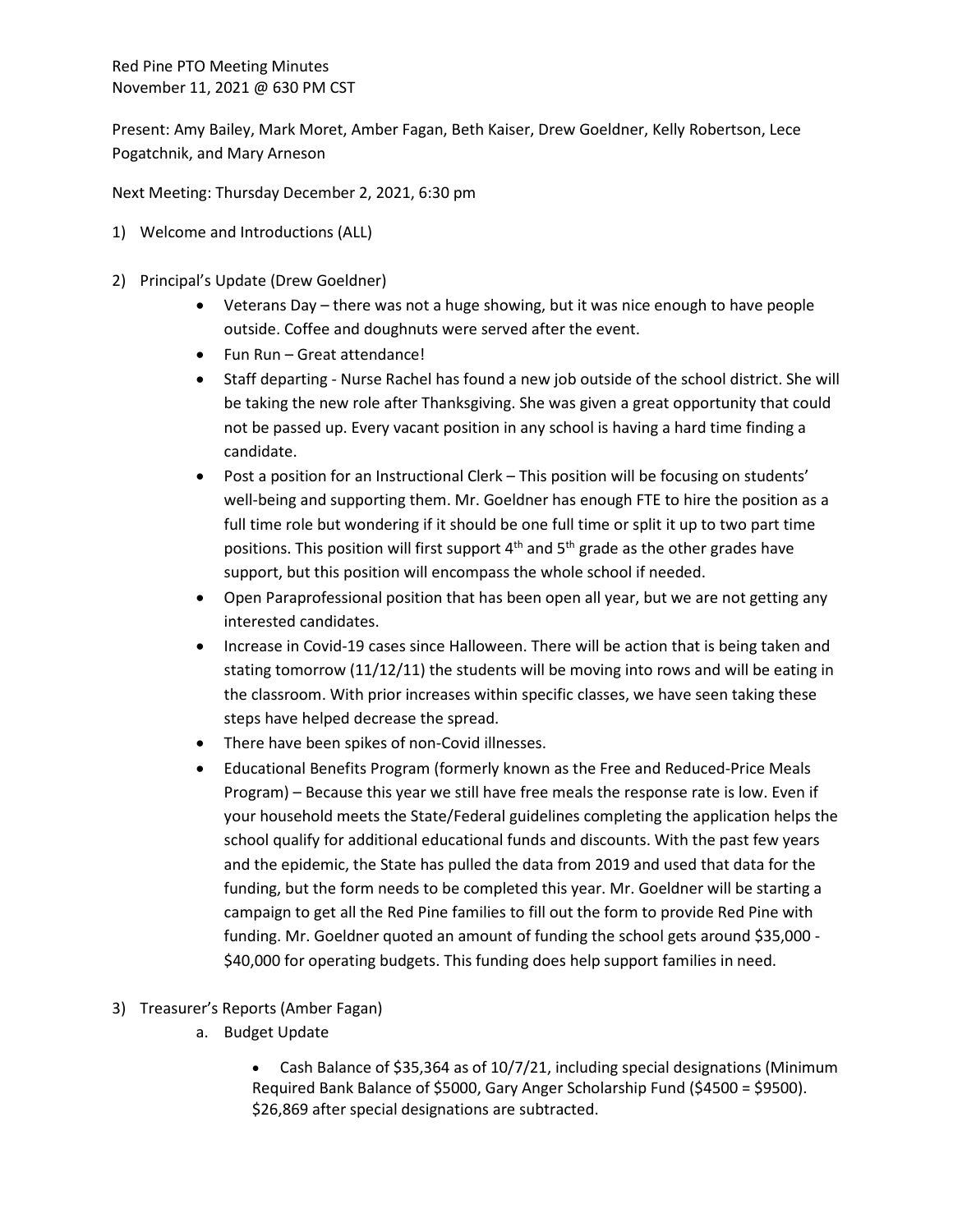Red Pine PTO Meeting Minutes
November 11, 2021 @ 630 PM CST

Present: Amy Bailey, Mark Moret, Amber Fagan, Beth Kaiser, Drew Goeldner, Kelly Robertson, Lece Pogatchnik, and Mary Arneson

Next Meeting: Thursday December 2, 2021, 6:30 pm

1) Welcome and Introductions (ALL)

2) Principal's Update (Drew Goeldner)
   - Veterans Day – there was not a huge showing, but it was nice enough to have people outside. Coffee and doughnuts were served after the event.
   - Fun Run – Great attendance!
   - Staff departing - Nurse Rachel has found a new job outside of the school district. She will be taking the new role after Thanksgiving. She was given a great opportunity that could not be passed up. Every vacant position in any school is having a hard time finding a candidate.
   - Post a position for an Instructional Clerk – This position will be focusing on students' well-being and supporting them. Mr. Goeldner has enough FTE to hire the position as a full time role but wondering if it should be one full time or split it up to two part time positions. This position will first support 4th and 5th grade as the other grades have support, but this position will encompass the whole school if needed.
   - Open Paraprofessional position that has been open all year, but we are not getting any interested candidates.
   - Increase in Covid-19 cases since Halloween. There will be action that is being taken and stating tomorrow (11/12/11) the students will be moving into rows and will be eating in the classroom. With prior increases within specific classes, we have seen taking these steps have helped decrease the spread.
   - There have been spikes of non-Covid illnesses.
   - Educational Benefits Program (formerly known as the Free and Reduced-Price Meals Program) – Because this year we still have free meals the response rate is low. Even if your household meets the State/Federal guidelines completing the application helps the school qualify for additional educational funds and discounts. With the past few years and the epidemic, the State has pulled the data from 2019 and used that data for the funding, but the form needs to be completed this year. Mr. Goeldner will be starting a campaign to get all the Red Pine families to fill out the form to provide Red Pine with funding. Mr. Goeldner quoted an amount of funding the school gets around $35,000 - $40,000 for operating budgets. This funding does help support families in need.

3) Treasurer's Reports (Amber Fagan)
   a. Budget Update
      - Cash Balance of $35,364 as of 10/7/21, including special designations (Minimum Required Bank Balance of $5000, Gary Anger Scholarship Fund ($4500 = $9500). $26,869 after special designations are subtracted.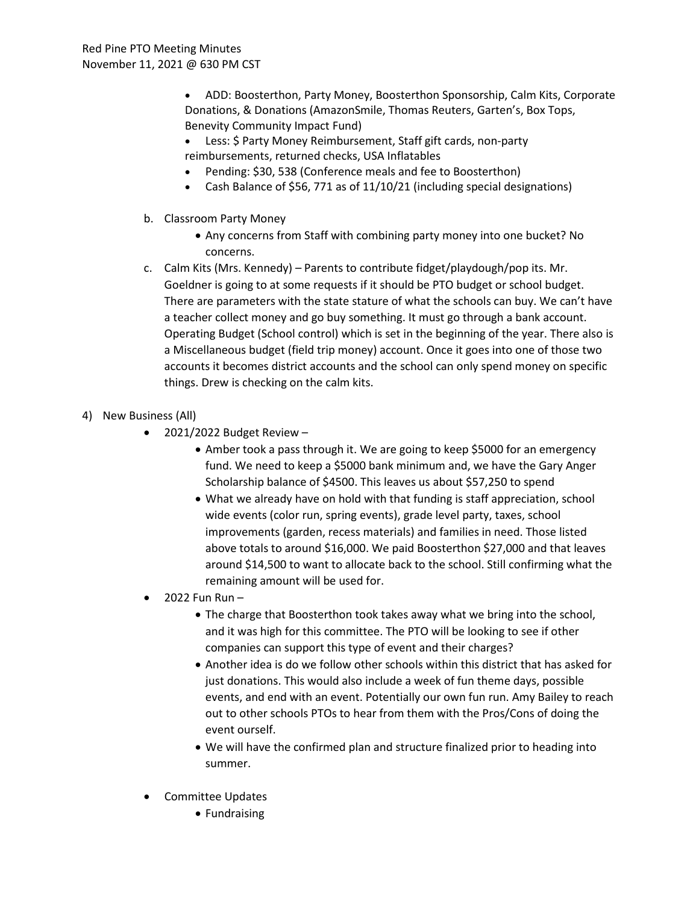- ADD: Boosterthon, Party Money, Boosterthon Sponsorship, Calm Kits, Corporate Donations, & Donations (AmazonSmile, Thomas Reuters, Garten's, Box Tops, Benevity Community Impact Fund)
- Less: $ Party Money Reimbursement, Staff gift cards, non-party reimbursements, returned checks, USA Inflatables
- Pending: $30, 538 (Conference meals and fee to Boosterthon)
- Cash Balance of $56, 771 as of 11/10/21 (including special designations)

b. Classroom Party Money
   - Any concerns from Staff with combining party money into one bucket? No concerns.

c. Calm Kits (Mrs. Kennedy) – Parents to contribute fidget/playdough/pop its. Mr. Goeldner is going to at some requests if it should be PTO budget or school budget. There are parameters with the state stature of what the schools can buy. We can't have a teacher collect money and go buy something. It must go through a bank account. Operating Budget (School control) which is set in the beginning of the year. There also is a Miscellaneous budget (field trip money) account. Once it goes into one of those two accounts it becomes district accounts and the school can only spend money on specific things. Drew is checking on the calm kits.

4) New Business (All)

- 2021/2022 Budget Review –
  - Amber took a pass through it. We are going to keep $5000 for an emergency fund. We need to keep a $5000 bank minimum and, we have the Gary Anger Scholarship balance of $4500. This leaves us about $57,250 to spend
  - What we already have on hold with that funding is staff appreciation, school wide events (color run, spring events), grade level party, taxes, school improvements (garden, recess materials) and families in need. Those listed above totals to around $16,000. We paid Boosterthon $27,000 and that leaves around $14,500 to want to allocate back to the school. Still confirming what the remaining amount will be used for.
- 2022 Fun Run –
  - The charge that Boosterthon took takes away what we bring into the school, and it was high for this committee. The PTO will be looking to see if other companies can support this type of event and their charges?
  - Another idea is do we follow other schools within this district that has asked for just donations. This would also include a week of fun theme days, possible events, and end with an event. Potentially our own fun run. Amy Bailey to reach out to other schools PTOs to hear from them with the Pros/Cons of doing the event ourself.
  - We will have the confirmed plan and structure finalized prior to heading into summer.
- Committee Updates
  - Fundraising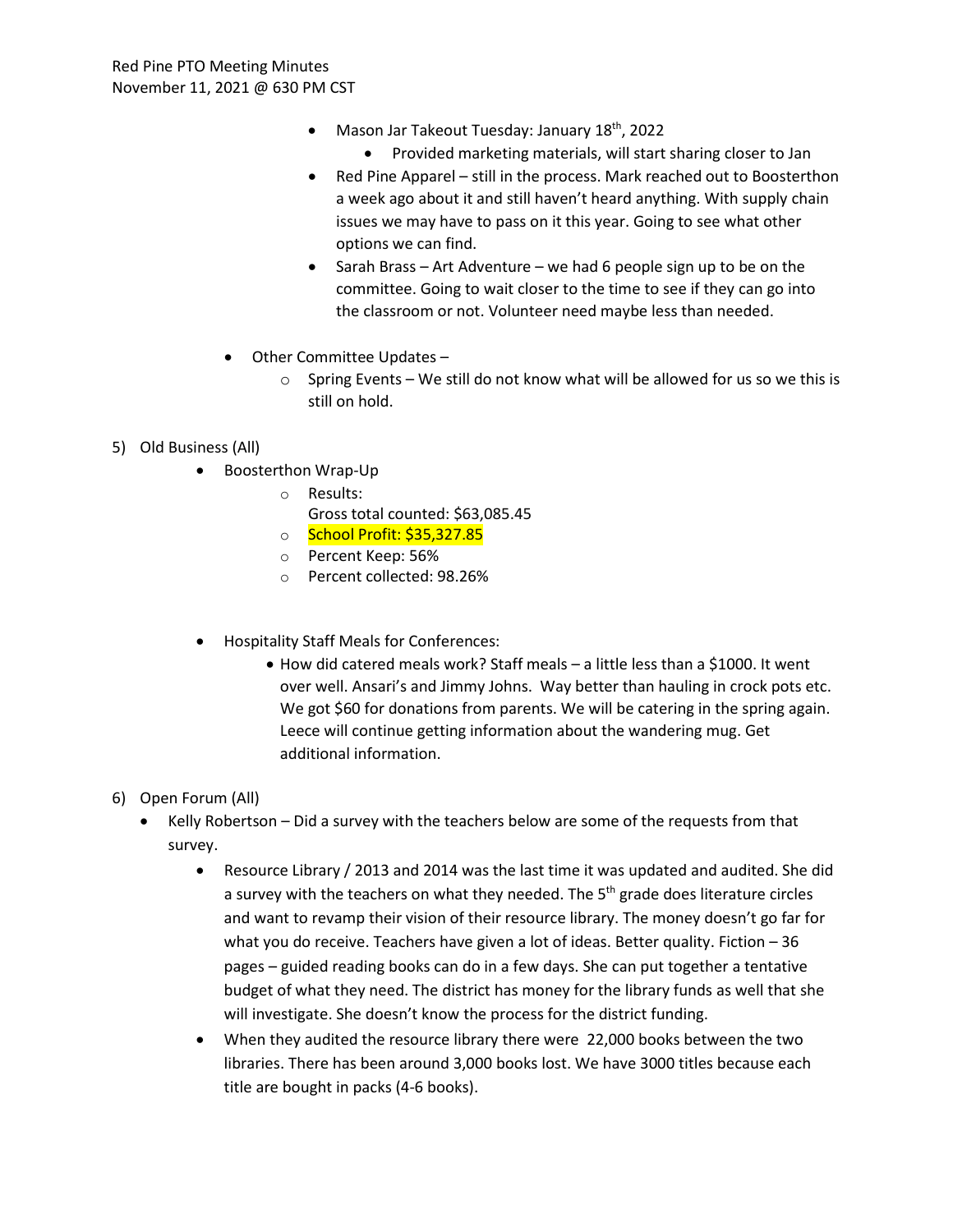- Mason Jar Takeout Tuesday: January 18th, 2022
  - Provided marketing materials, will start sharing closer to Jan
- Red Pine Apparel – still in the process. Mark reached out to Boosterthon a week ago about it and still haven't heard anything. With supply chain issues we may have to pass on it this year. Going to see what other options we can find.
- Sarah Brass – Art Adventure – we had 6 people sign up to be on the committee. Going to wait closer to the time to see if they can go into the classroom or not. Volunteer need maybe less than needed.

- Other Committee Updates –
  - Spring Events – We still do not know what will be allowed for us so we this is still on hold.

5) Old Business (All)
   - Boosterthon Wrap-Up
     - Results:
       Gross total counted: $63,085.45
     - School Profit: $35,327.85
     - Percent Keep: 56%
     - Percent collected: 98.26%

   - Hospitality Staff Meals for Conferences:
     - How did catered meals work? Staff meals – a little less than a $1000. It went over well. Ansari's and Jimmy Johns. Way better than hauling in crock pots etc. We got $60 for donations from parents. We will be catering in the spring again. Leece will continue getting information about the wandering mug. Get additional information.

6) Open Forum (All)
   - Kelly Robertson – Did a survey with the teachers below are some of the requests from that survey.
     - Resource Library / 2013 and 2014 was the last time it was updated and audited. She did a survey with the teachers on what they needed. The 5th grade does literature circles and want to revamp their vision of their resource library. The money doesn't go far for what you do receive. Teachers have given a lot of ideas. Better quality. Fiction – 36 pages – guided reading books can do in a few days. She can put together a tentative budget of what they need. The district has money for the library funds as well that she will investigate. She doesn't know the process for the district funding.
     - When they audited the resource library there were 22,000 books between the two libraries. There has been around 3,000 books lost. We have 3000 titles because each title are bought in packs (4-6 books).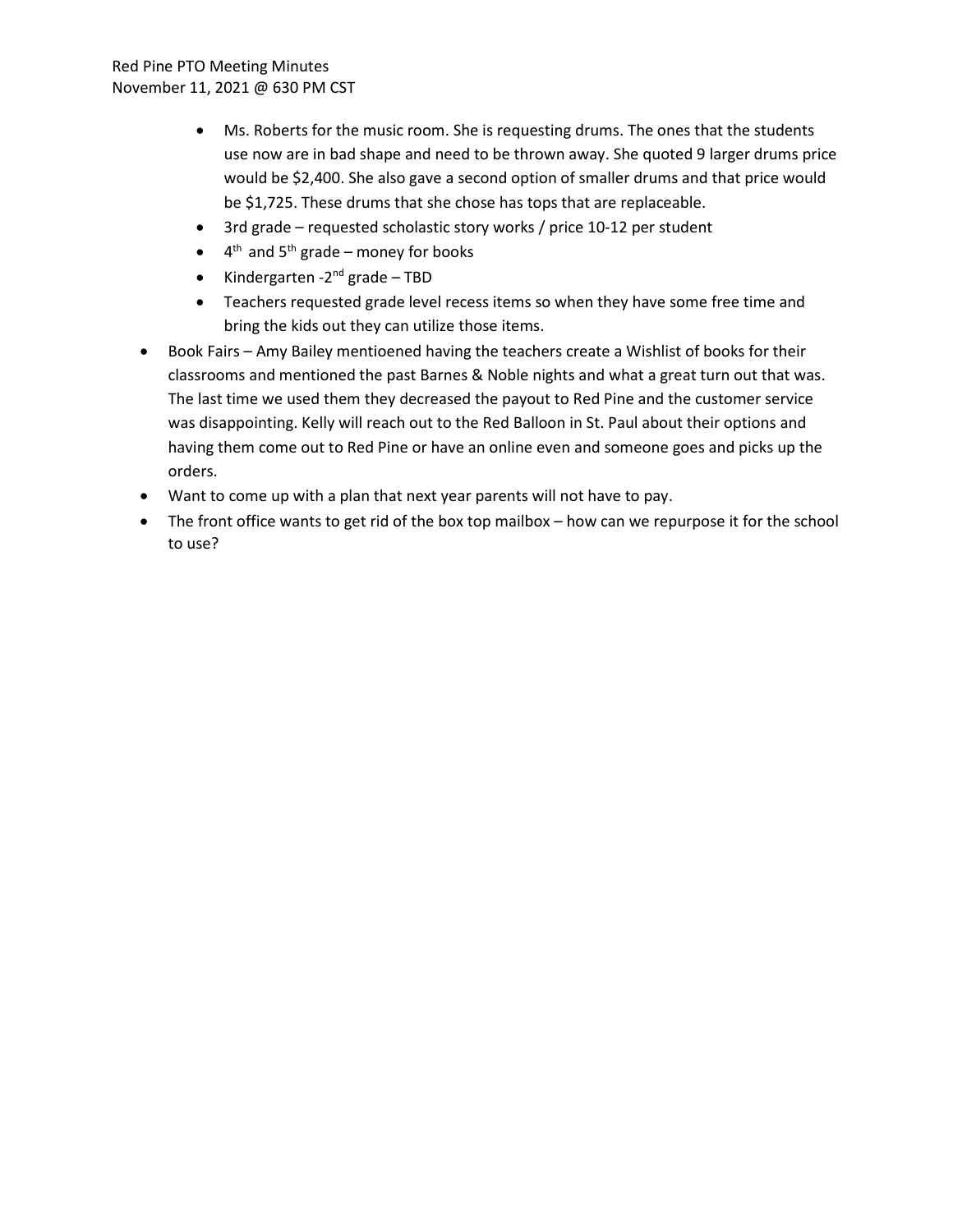- Ms. Roberts for the music room. She is requesting drums. The ones that the students use now are in bad shape and need to be thrown away. She quoted 9 larger drums price would be $2,400. She also gave a second option of smaller drums and that price would be $1,725. These drums that she chose has tops that are replaceable.
  - 3rd grade – requested scholastic story works / price 10-12 per student
  - 4th and 5th grade – money for books
  - Kindergarten -2nd grade – TBD
  - Teachers requested grade level recess items so when they have some free time and bring the kids out they can utilize those items.
- Book Fairs – Amy Bailey mentioened having the teachers create a Wishlist of books for their classrooms and mentioned the past Barnes & Noble nights and what a great turn out that was. The last time we used them they decreased the payout to Red Pine and the customer service was disappointing. Kelly will reach out to the Red Balloon in St. Paul about their options and having them come out to Red Pine or have an online even and someone goes and picks up the orders.
- Want to come up with a plan that next year parents will not have to pay.
- The front office wants to get rid of the box top mailbox – how can we repurpose it for the school to use?